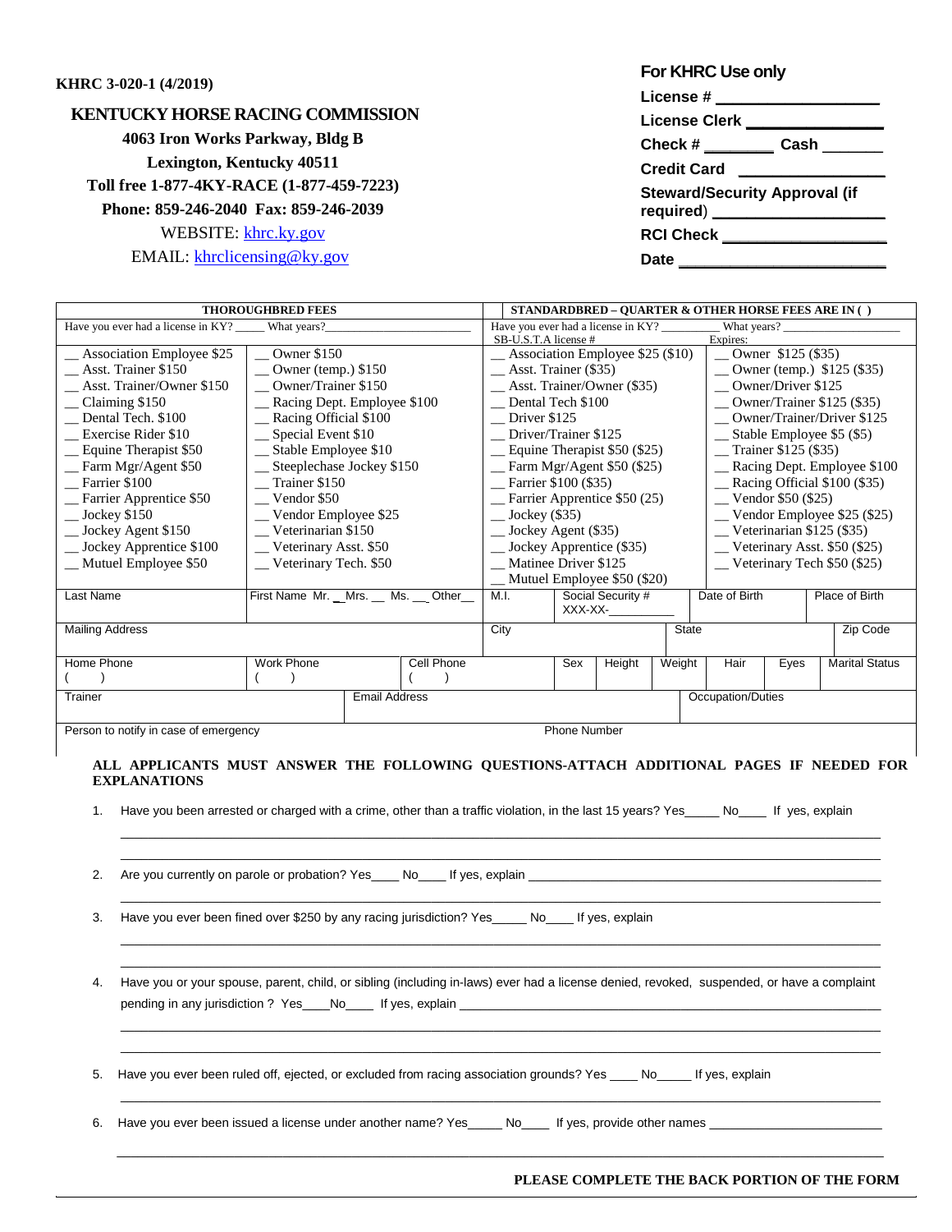KHRC 3-020-1 (4/2019)

# KENTUCKY HORSE RACING COMMISSION

**4063 Iron Works Parkway, Bldg B**
**Lexington, Kentucky 40511**
**Toll free 1-877-4KY-RACE (1-877-459-7223)**
**Phone: 859-246-2040 Fax: 859-246-2039**
WEBSITE: khrc.ky.gov
EMAIL: khrclicensing@ky.gov

**For KHRC Use only**

**License #** ___________________
**License Clerk** ________________
**Check #** ________ **Cash** _______
**Credit Card** ________________
**Steward/Security Approval (if required)** ___________________
**RCI Check** ___________________
**Date** ________________________

| **THOROUGHBRED FEES** | | **STANDARDBRED – QUARTER & OTHER HORSE FEES ARE IN ( )** | |
|---|---|---|---|
| Have you ever had a license in KY? _____ What years?___________________ | | Have you ever had a license in KY? _________ What years? ___________________ SB-U.S.T.A license # Expires: | |
| __ Association Employee $25 | __ Owner $150 | __ Association Employee $25 ($10) | __ Owner $125 ($35) |
| __ Asst. Trainer $150 | __ Owner (temp.) $150 | __ Asst. Trainer ($35) | __ Owner (temp.) $125 ($35) |
| __ Asst. Trainer/Owner $150 | __ Owner/Trainer $150 | __ Asst. Trainer/Owner ($35) | __ Owner/Driver $125 |
| __ Claiming $150 | __ Racing Dept. Employee $100 | __ Dental Tech $100 | __ Owner/Trainer $125 ($35) |
| __ Dental Tech. $100 | __ Racing Official $100 | __ Driver $125 | __ Owner/Trainer/Driver $125 |
| __ Exercise Rider $10 | __ Special Event $10 | __ Driver/Trainer $125 | __ Stable Employee $5 ($5) |
| __ Equine Therapist $50 | __ Stable Employee $10 | __ Equine Therapist $50 ($25) | __ Trainer $125 ($35) |
| __ Farm Mgr/Agent $50 | __ Steeplechase Jockey $150 | __ Farm Mgr/Agent $50 ($25) | __ Racing Dept. Employee $100 |
| __ Farrier $100 | __ Trainer $150 | __ Farrier $100 ($35) | __ Racing Official $100 ($35) |
| __ Farrier Apprentice $50 | __ Vendor $50 | __ Farrier Apprentice $50 (25) | __ Vendor $50 ($25) |
| __ Jockey $150 | __ Vendor Employee $25 | __ Jockey ($35) | __ Vendor Employee $25 ($25) |
| __ Jockey Agent $150 | __ Veterinarian $150 | __ Jockey Agent ($35) | __ Veterinarian $125 ($35) |
| __ Jockey Apprentice $100 | __ Veterinary Asst. $50 | __ Jockey Apprentice ($35) | __ Veterinary Asst. $50 ($25) |
| __ Mutuel Employee $50 | __ Veterinary Tech. $50 | __ Matinee Driver $125 | __ Veterinary Tech $50 ($25) |
| | | __ Mutuel Employee $50 ($20) | |

| Last Name | First Name Mr. __Mrs. __ Ms. __ Other__ | M.I. | Social Security # XXX-XX-__________ | Date of Birth | Place of Birth |
|---|---|---|---|---|---|
| | | | | | |

| Mailing Address | City | State | Zip Code |
|---|---|---|---|
| | | | |

| Home Phone | Work Phone | Cell Phone | Sex | Height | Weight | Hair | Eyes | Marital Status |
|---|---|---|---|---|---|---|---|---|
| ( ) | ( ) | ( ) | | | | | | |

| Trainer | Email Address | Occupation/Duties |
|---|---|---|
| | | |

| Person to notify in case of emergency | Phone Number |
|---|---|
| | |

**ALL APPLICANTS MUST ANSWER THE FOLLOWING QUESTIONS-ATTACH ADDITIONAL PAGES IF NEEDED FOR EXPLANATIONS**

1. Have you been arrested or charged with a crime, other than a traffic violation, in the last 15 years? Yes_____ No____ If yes, explain

   ________________________________________________________________________________

   ________________________________________________________________________________

2. Are you currently on parole or probation? Yes____ No____ If yes, explain ______________________________________

   ________________________________________________________________________________

3. Have you ever been fined over $250 by any racing jurisdiction? Yes_____ No____ If yes, explain

   ________________________________________________________________________________

   ________________________________________________________________________________

4. Have you or your spouse, parent, child, or sibling (including in-laws) ever had a license denied, revoked, suspended, or have a complaint pending in any jurisdiction ? Yes____No____ If yes, explain ______________________________________

   ________________________________________________________________________________

   ________________________________________________________________________________

5. Have you ever been ruled off, ejected, or excluded from racing association grounds? Yes ____ No_____ If yes, explain

   ________________________________________________________________________________

6. Have you ever been issued a license under another name? Yes_____ No____ If yes, provide other names ________________________

   ________________________________________________________________________________

**PLEASE COMPLETE THE BACK PORTION OF THE FORM**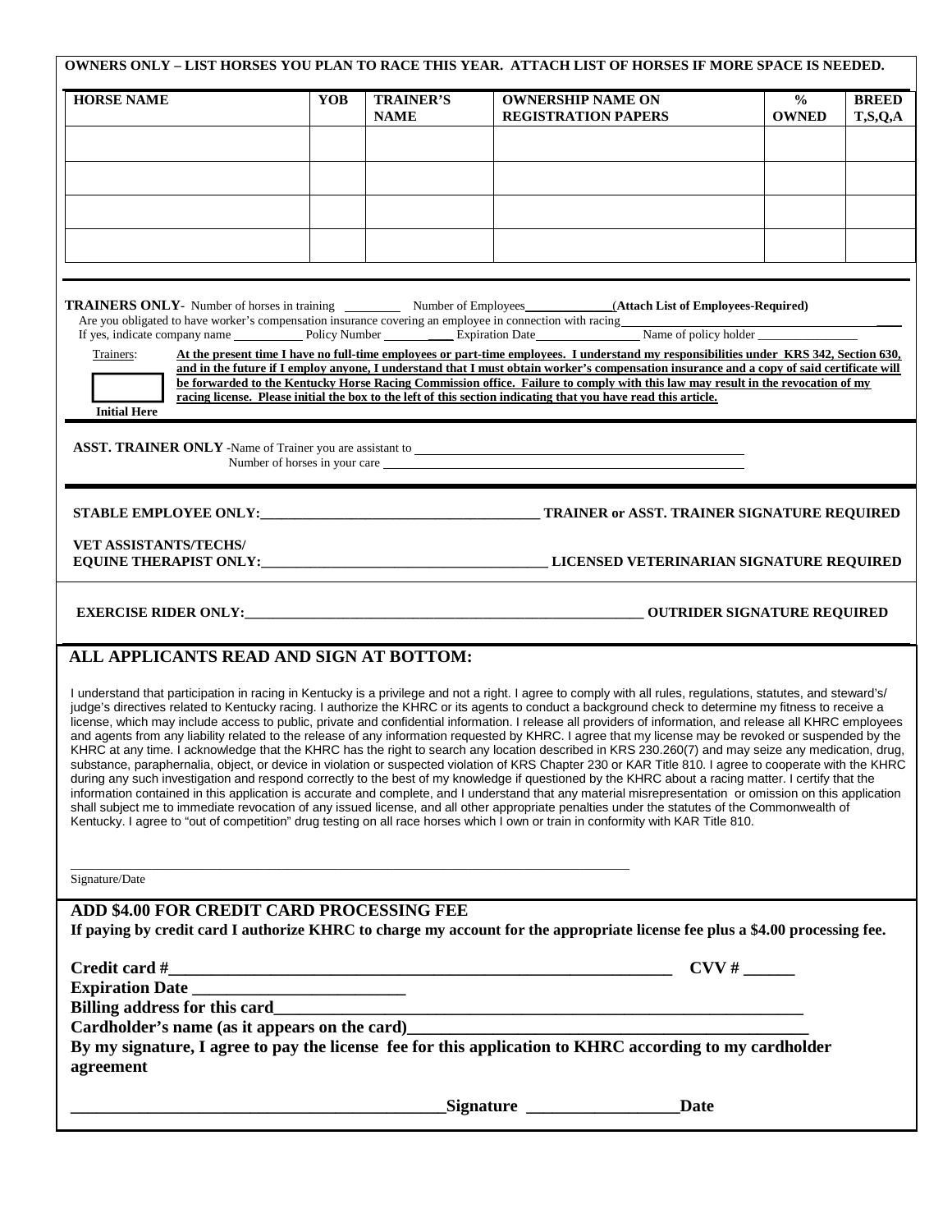**OWNERS ONLY – LIST HORSES YOU PLAN TO RACE THIS YEAR. ATTACH LIST OF HORSES IF MORE SPACE IS NEEDED.**

| HORSE NAME | YOB | TRAINER'S NAME | OWNERSHIP NAME ON REGISTRATION PAPERS | % OWNED | BREED T,S,Q,A |
|---|---|---|---|---|---|
| | | | | | |
| | | | | | |
| | | | | | |
| | | | | | |

**TRAINERS ONLY**- Number of horses in training ________ Number of Employees____________(**Attach List of Employees-Required**)

Are you obligated to have worker's compensation insurance covering an employee in connection with racing________________________________

If yes, indicate company name __________ Policy Number ________ Expiration Date________________ Name of policy holder ________________

Trainers:

[ ] Initial Here

**At the present time I have no full-time employees or part-time employees. I understand my responsibilities under KRS 342, Section 630, and in the future if I employ anyone, I understand that I must obtain worker's compensation insurance and a copy of said certificate will be forwarded to the Kentucky Horse Racing Commission office. Failure to comply with this law may result in the revocation of my racing license. Please initial the box to the left of this section indicating that you have read this article.**

**ASST. TRAINER ONLY** -Name of Trainer you are assistant to ________________________________________

Number of horses in your care ________________________________________

**STABLE EMPLOYEE ONLY:________________________________________ TRAINER or ASST. TRAINER SIGNATURE REQUIRED**

**VET ASSISTANTS/TECHS/**
**EQUINE THERAPIST ONLY:________________________________________ LICENSED VETERINARIAN SIGNATURE REQUIRED**

**EXERCISE RIDER ONLY:__________________________________________________________ OUTRIDER SIGNATURE REQUIRED**

## ALL APPLICANTS READ AND SIGN AT BOTTOM:

I understand that participation in racing in Kentucky is a privilege and not a right. I agree to comply with all rules, regulations, statutes, and steward's/judge's directives related to Kentucky racing. I authorize the KHRC or its agents to conduct a background check to determine my fitness to receive a license, which may include access to public, private and confidential information. I release all providers of information, and release all KHRC employees and agents from any liability related to the release of any information requested by KHRC. I agree that my license may be revoked or suspended by the KHRC at any time. I acknowledge that the KHRC has the right to search any location described in KRS 230.260(7) and may seize any medication, drug, substance, paraphernalia, object, or device in violation or suspected violation of KRS Chapter 230 or KAR Title 810. I agree to cooperate with the KHRC during any such investigation and respond correctly to the best of my knowledge if questioned by the KHRC about a racing matter. I certify that the information contained in this application is accurate and complete, and I understand that any material misrepresentation or omission on this application shall subject me to immediate revocation of any issued license, and all other appropriate penalties under the statutes of the Commonwealth of Kentucky. I agree to "out of competition" drug testing on all race horses which I own or train in conformity with KAR Title 810.

________________________________________________________________________________

Signature/Date

**ADD $4.00 FOR CREDIT CARD PROCESSING FEE**

**If paying by credit card I authorize KHRC to charge my account for the appropriate license fee plus a $4.00 processing fee.**

**Credit card #____________________________________________________________ CVV # ______**

**Expiration Date _________________________**

**Billing address for this card_________________________________________________________________**

**Cardholder's name (as it appears on the card)_______________________________________________**

**By my signature, I agree to pay the license fee for this application to KHRC according to my cardholder agreement**

**____________________________________________Signature _________________Date**